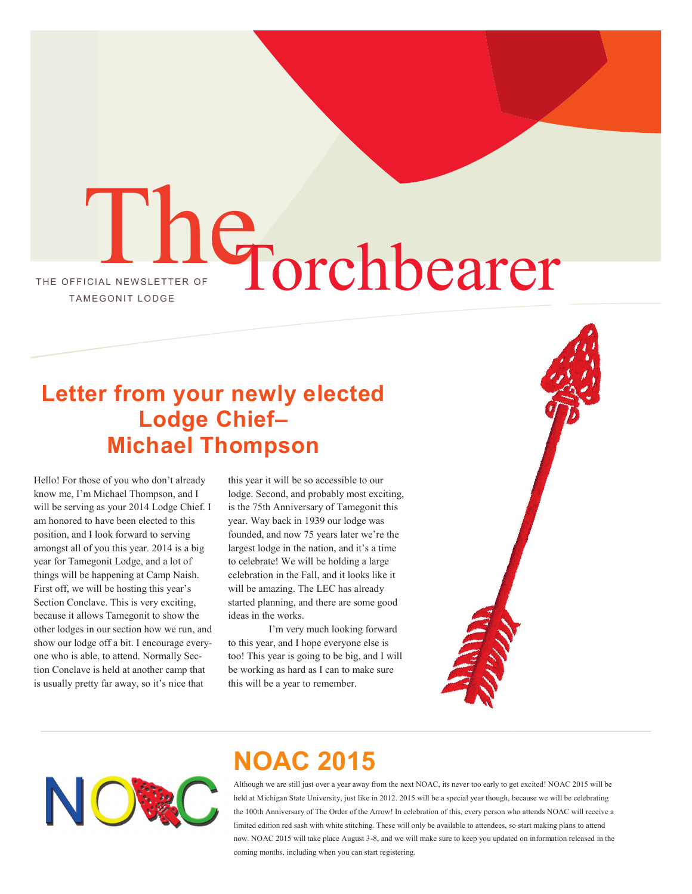# The Torchbearer

THE OFFICIAL NEWSLETTER OF TAMEGONIT LODGE

## Letter from your newly elected Lodge Chief– Michael Thompson

Hello! For those of you who don't already know me, I'm Michael Thompson, and I will be serving as your 2014 Lodge Chief. I am honored to have been elected to this position, and I look forward to serving amongst all of you this year. 2014 is a big year for Tamegonit Lodge, and a lot of things will be happening at Camp Naish. First off, we will be hosting this year's Section Conclave. This is very exciting, because it allows Tamegonit to show the other lodges in our section how we run, and show our lodge off a bit. I encourage everyone who is able, to attend. Normally Section Conclave is held at another camp that is usually pretty far away, so it's nice that this year it will be so accessible to our lodge. Second, and probably most exciting, is the 75th Anniversary of Tamegonit this year. Way back in 1939 our lodge was founded, and now 75 years later we're the largest lodge in the nation, and it's a time to celebrate! We will be holding a large celebration in the Fall, and it looks like it will be amazing. The LEC has already started planning, and there are some good ideas in the works.

I'm very much looking forward to this year, and I hope everyone else is too! This year is going to be big, and I will be working as hard as I can to make sure this will be a year to remember.

## NOAC 2015

Although we are still just over a year away from the next NOAC, its never too early to get excited! NOAC 2015 will be held at Michigan State University, just like in 2012. 2015 will be a special year though, because we will be celebrating the 100th Anniversary of The Order of the Arrow! In celebration of this, every person who attends NOAC will receive a limited edition red sash with white stitching. These will only be available to attendees, so start making plans to attend now. NOAC 2015 will take place August 3-8, and we will make sure to keep you updated on information released in the coming months, including when you can start registering.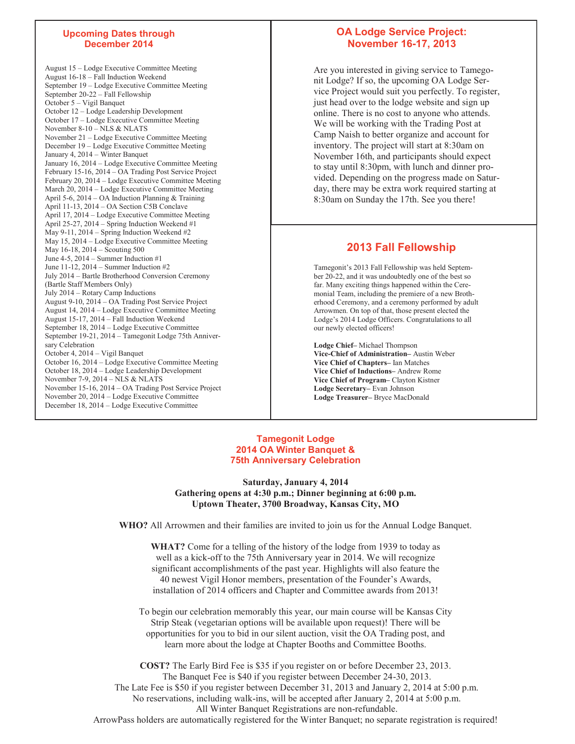## Upcoming Dates through December 2014

August 15 – Lodge Executive Committee Meeting
August 16-18 – Fall Induction Weekend
September 19 – Lodge Executive Committee Meeting
September 20-22 – Fall Fellowship
October 5 – Vigil Banquet
October 12 – Lodge Leadership Development
October 17 – Lodge Executive Committee Meeting
November 8-10 – NLS & NLATS
November 21 – Lodge Executive Committee Meeting
December 19 – Lodge Executive Committee Meeting
January 4, 2014 – Winter Banquet
January 16, 2014 – Lodge Executive Committee Meeting
February 15-16, 2014 – OA Trading Post Service Project
February 20, 2014 – Lodge Executive Committee Meeting
March 20, 2014 – Lodge Executive Committee Meeting
April 5-6, 2014 – OA Induction Planning & Training
April 11-13, 2014 – OA Section C5B Conclave
April 17, 2014 – Lodge Executive Committee Meeting
April 25-27, 2014 – Spring Induction Weekend #1
May 9-11, 2014 – Spring Induction Weekend #2
May 15, 2014 – Lodge Executive Committee Meeting
May 16-18, 2014 – Scouting 500
June 4-5, 2014 – Summer Induction #1
June 11-12, 2014 – Summer Induction #2
July 2014 – Bartle Brotherhood Conversion Ceremony (Bartle Staff Members Only)
July 2014 – Rotary Camp Inductions
August 9-10, 2014 – OA Trading Post Service Project
August 14, 2014 – Lodge Executive Committee Meeting
August 15-17, 2014 – Fall Induction Weekend
September 18, 2014 – Lodge Executive Committee
September 19-21, 2014 – Tamegonit Lodge 75th Anniversary Celebration
October 4, 2014 – Vigil Banquet
October 16, 2014 – Lodge Executive Committee Meeting
October 18, 2014 – Lodge Leadership Development
November 7-9, 2014 – NLS & NLATS
November 15-16, 2014 – OA Trading Post Service Project
November 20, 2014 – Lodge Executive Committee
December 18, 2014 – Lodge Executive Committee

## OA Lodge Service Project: November 16-17, 2013

Are you interested in giving service to Tamegonit Lodge? If so, the upcoming OA Lodge Service Project would suit you perfectly. To register, just head over to the lodge website and sign up online. There is no cost to anyone who attends. We will be working with the Trading Post at Camp Naish to better organize and account for inventory. The project will start at 8:30am on November 16th, and participants should expect to stay until 8:30pm, with lunch and dinner provided. Depending on the progress made on Saturday, there may be extra work required starting at 8:30am on Sunday the 17th. See you there!

## 2013 Fall Fellowship

Tamegonit's 2013 Fall Fellowship was held September 20-22, and it was undoubtedly one of the best so far. Many exciting things happened within the Ceremonial Team, including the premiere of a new Brotherhood Ceremony, and a ceremony performed by adult Arrowmen. On top of that, those present elected the Lodge's 2014 Lodge Officers. Congratulations to all our newly elected officers!

**Lodge Chief–** Michael Thompson
**Vice-Chief of Administration–** Austin Weber
**Vice Chief of Chapters–** Ian Matches
**Vice Chief of Inductions–** Andrew Rome
**Vice Chief of Program–** Clayton Kistner
**Lodge Secretary–** Evan Johnson
**Lodge Treasurer–** Bryce MacDonald

## Tamegonit Lodge 2014 OA Winter Banquet & 75th Anniversary Celebration

**Saturday, January 4, 2014**
**Gathering opens at 4:30 p.m.; Dinner beginning at 6:00 p.m.**
**Uptown Theater, 3700 Broadway, Kansas City, MO**

**WHO?** All Arrowmen and their families are invited to join us for the Annual Lodge Banquet.

**WHAT?** Come for a telling of the history of the lodge from 1939 to today as well as a kick-off to the 75th Anniversary year in 2014. We will recognize significant accomplishments of the past year. Highlights will also feature the 40 newest Vigil Honor members, presentation of the Founder's Awards, installation of 2014 officers and Chapter and Committee awards from 2013!

To begin our celebration memorably this year, our main course will be Kansas City Strip Steak (vegetarian options will be available upon request)! There will be opportunities for you to bid in our silent auction, visit the OA Trading post, and learn more about the lodge at Chapter Booths and Committee Booths.

**COST?** The Early Bird Fee is $35 if you register on or before December 23, 2013.
The Banquet Fee is $40 if you register between December 24-30, 2013.
The Late Fee is $50 if you register between December 31, 2013 and January 2, 2014 at 5:00 p.m.
No reservations, including walk-ins, will be accepted after January 2, 2014 at 5:00 p.m.
All Winter Banquet Registrations are non-refundable.
ArrowPass holders are automatically registered for the Winter Banquet; no separate registration is required!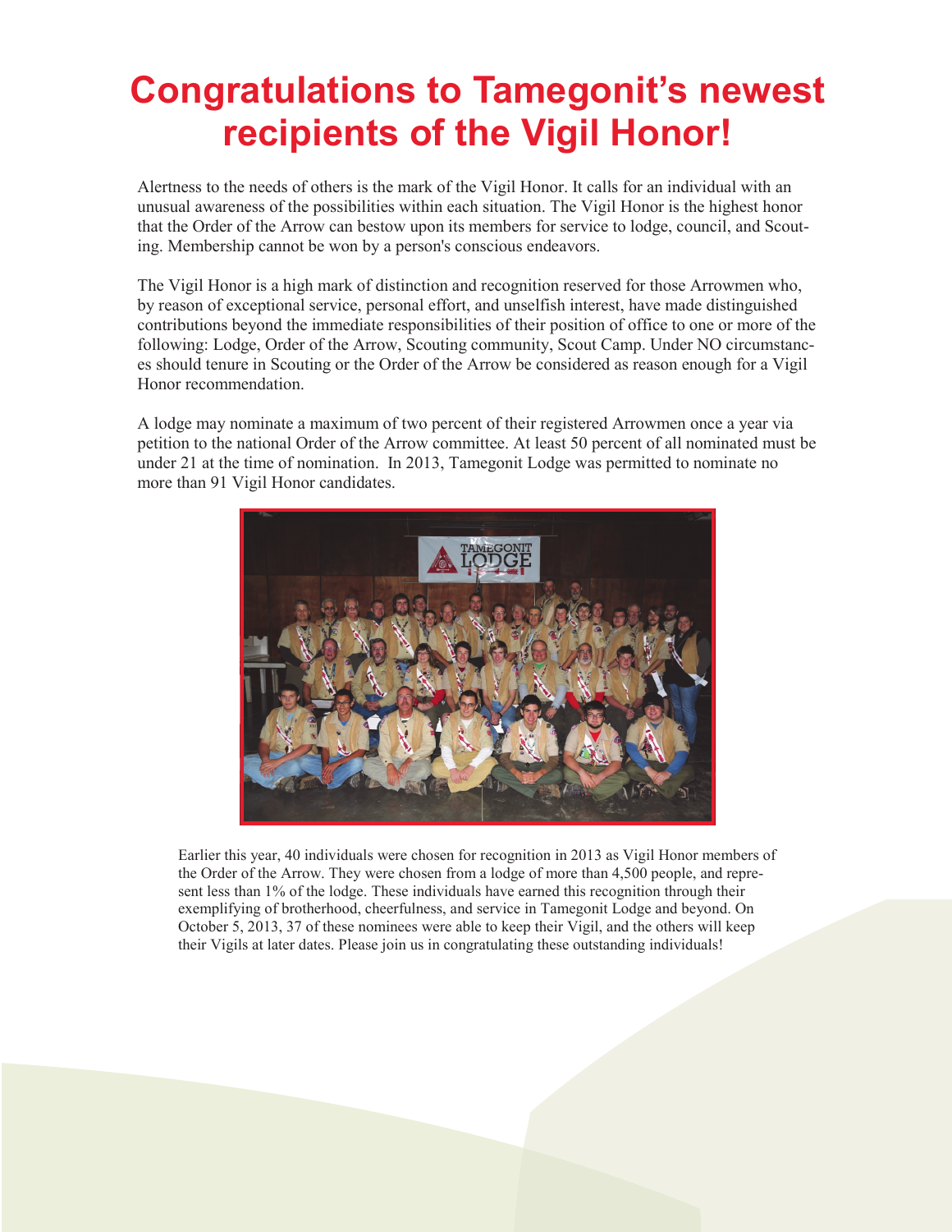# Congratulations to Tamegonit's newest recipients of the Vigil Honor!

Alertness to the needs of others is the mark of the Vigil Honor. It calls for an individual with an unusual awareness of the possibilities within each situation. The Vigil Honor is the highest honor that the Order of the Arrow can bestow upon its members for service to lodge, council, and Scouting. Membership cannot be won by a person's conscious endeavors.

The Vigil Honor is a high mark of distinction and recognition reserved for those Arrowmen who, by reason of exceptional service, personal effort, and unselfish interest, have made distinguished contributions beyond the immediate responsibilities of their position of office to one or more of the following: Lodge, Order of the Arrow, Scouting community, Scout Camp. Under NO circumstances should tenure in Scouting or the Order of the Arrow be considered as reason enough for a Vigil Honor recommendation.

A lodge may nominate a maximum of two percent of their registered Arrowmen once a year via petition to the national Order of the Arrow committee. At least 50 percent of all nominated must be under 21 at the time of nomination. In 2013, Tamegonit Lodge was permitted to nominate no more than 91 Vigil Honor candidates.

Earlier this year, 40 individuals were chosen for recognition in 2013 as Vigil Honor members of the Order of the Arrow. They were chosen from a lodge of more than 4,500 people, and represent less than 1% of the lodge. These individuals have earned this recognition through their exemplifying of brotherhood, cheerfulness, and service in Tamegonit Lodge and beyond. On October 5, 2013, 37 of these nominees were able to keep their Vigil, and the others will keep their Vigils at later dates. Please join us in congratulating these outstanding individuals!